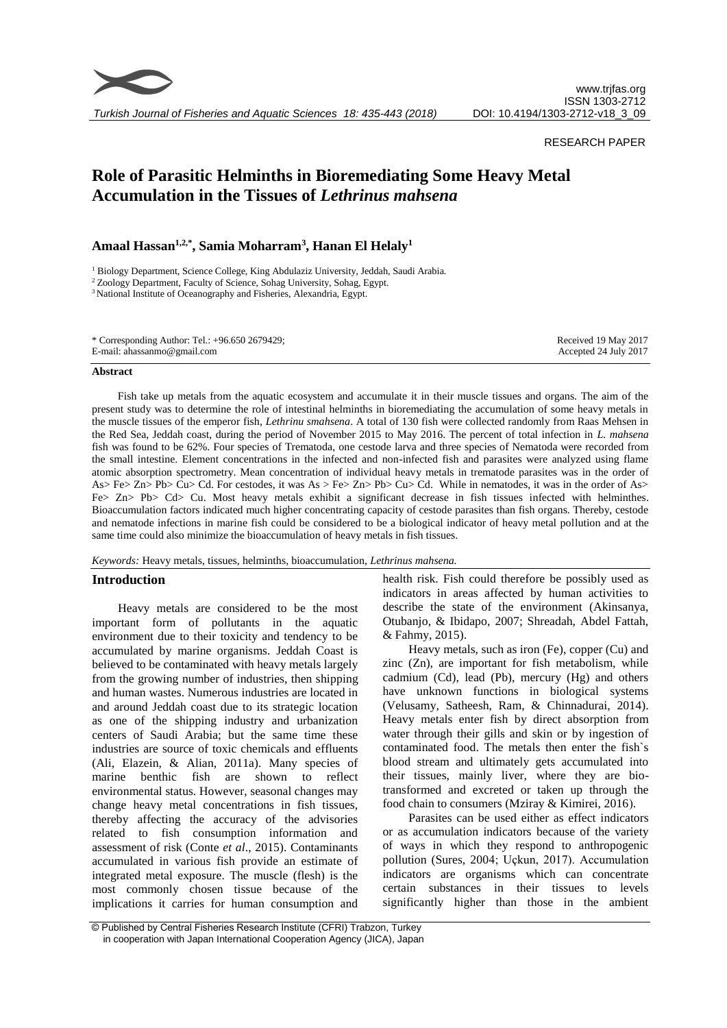RESEARCH PAPER

# Role of Parasitic Helminths in Bioremediating Some Heavy Metal Accumulation in the Tissues of *Lethrinus mahsena*

**Amaal Hassan[1,2,*], Samia Moharram[3], Hanan El Helaly[1]**

[1] Biology Department, Science College, King Abdulaziz University, Jeddah, Saudi Arabia.
[2] Zoology Department, Faculty of Science, Sohag University, Sohag, Egypt.
[3] National Institute of Oceanography and Fisheries, Alexandria, Egypt.

\* Corresponding Author: Tel.: +96.650 2679429;
E-mail: ahassanmo@gmail.com

Received 19 May 2017
Accepted 24 July 2017

### Abstract

Fish take up metals from the aquatic ecosystem and accumulate it in their muscle tissues and organs. The aim of the present study was to determine the role of intestinal helminths in bioremediating the accumulation of some heavy metals in the muscle tissues of the emperor fish, *Lethrinu smahsena*. A total of 130 fish were collected randomly from Raas Mehsen in the Red Sea, Jeddah coast, during the period of November 2015 to May 2016. The percent of total infection in *L. mahsena* fish was found to be 62%. Four species of Trematoda, one cestode larva and three species of Nematoda were recorded from the small intestine. Element concentrations in the infected and non-infected fish and parasites were analyzed using flame atomic absorption spectrometry. Mean concentration of individual heavy metals in trematode parasites was in the order of As> Fe> Zn> Pb> Cu> Cd. For cestodes, it was As > Fe> Zn> Pb> Cu> Cd. While in nematodes, it was in the order of As> Fe> Zn> Pb> Cd> Cu. Most heavy metals exhibit a significant decrease in fish tissues infected with helminthes. Bioaccumulation factors indicated much higher concentrating capacity of cestode parasites than fish organs. Thereby, cestode and nematode infections in marine fish could be considered to be a biological indicator of heavy metal pollution and at the same time could also minimize the bioaccumulation of heavy metals in fish tissues.

*Keywords:* Heavy metals, tissues, helminths, bioaccumulation, *Lethrinus mahsena.*

## Introduction

Heavy metals are considered to be the most important form of pollutants in the aquatic environment due to their toxicity and tendency to be accumulated by marine organisms. Jeddah Coast is believed to be contaminated with heavy metals largely from the growing number of industries, then shipping and human wastes. Numerous industries are located in and around Jeddah coast due to its strategic location as one of the shipping industry and urbanization centers of Saudi Arabia; but the same time these industries are source of toxic chemicals and effluents (Ali, Elazein, & Alian, 2011a). Many species of marine benthic fish are shown to reflect environmental status. However, seasonal changes may change heavy metal concentrations in fish tissues, thereby affecting the accuracy of the advisories related to fish consumption information and assessment of risk (Conte *et al*., 2015). Contaminants accumulated in various fish provide an estimate of integrated metal exposure. The muscle (flesh) is the most commonly chosen tissue because of the implications it carries for human consumption and health risk. Fish could therefore be possibly used as indicators in areas affected by human activities to describe the state of the environment (Akinsanya, Otubanjo, & Ibidapo, 2007; Shreadah, Abdel Fattah, & Fahmy, 2015).

Heavy metals, such as iron (Fe), copper (Cu) and zinc (Zn), are important for fish metabolism, while cadmium (Cd), lead (Pb), mercury (Hg) and others have unknown functions in biological systems (Velusamy, Satheesh, Ram, & Chinnadurai, 2014). Heavy metals enter fish by direct absorption from water through their gills and skin or by ingestion of contaminated food. The metals then enter the fish`s blood stream and ultimately gets accumulated into their tissues, mainly liver, where they are bio-transformed and excreted or taken up through the food chain to consumers (Mziray & Kimirei, 2016).

Parasites can be used either as effect indicators or as accumulation indicators because of the variety of ways in which they respond to anthropogenic pollution (Sures, 2004; Uçkun, 2017). Accumulation indicators are organisms which can concentrate certain substances in their tissues to levels significantly higher than those in the ambient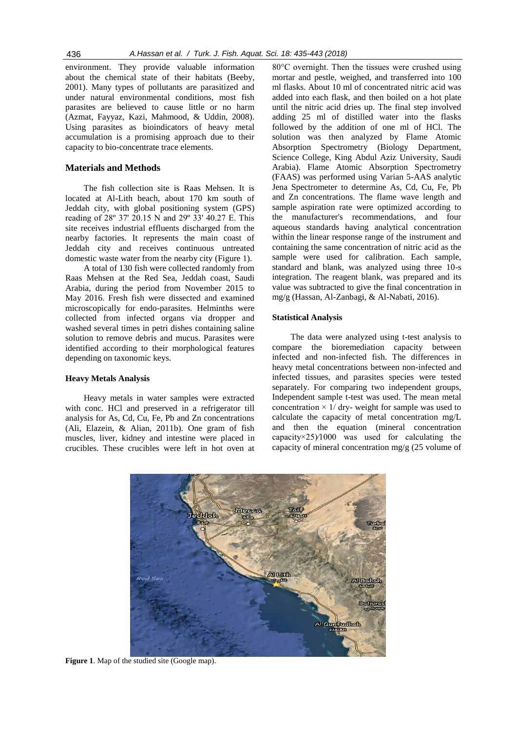environment. They provide valuable information about the chemical state of their habitats (Beeby, 2001). Many types of pollutants are parasitized and under natural environmental conditions, most fish parasites are believed to cause little or no harm (Azmat, Fayyaz, Kazi, Mahmood, & Uddin, 2008). Using parasites as bioindicators of heavy metal accumulation is a promising approach due to their capacity to bio-concentrate trace elements.

## Materials and Methods

The fish collection site is Raas Mehsen. It is located at Al-Lith beach, about 170 km south of Jeddah city, with global positioning system (GPS) reading of 28º 37' 20.15 N and 29º 33' 40.27 E. This site receives industrial effluents discharged from the nearby factories. It represents the main coast of Jeddah city and receives continuous untreated domestic waste water from the nearby city (Figure 1).

A total of 130 fish were collected randomly from Raas Mehsen at the Red Sea, Jeddah coast, Saudi Arabia, during the period from November 2015 to May 2016. Fresh fish were dissected and examined microscopically for endo-parasites. Helminths were collected from infected organs via dropper and washed several times in petri dishes containing saline solution to remove debris and mucus. Parasites were identified according to their morphological features depending on taxonomic keys.

### Heavy Metals Analysis

Heavy metals in water samples were extracted with conc. HCl and preserved in a refrigerator till analysis for As, Cd, Cu, Fe, Pb and Zn concentrations (Ali, Elazein, & Alian, 2011b). One gram of fish muscles, liver, kidney and intestine were placed in crucibles. These crucibles were left in hot oven at 80°C overnight. Then the tissues were crushed using mortar and pestle, weighed, and transferred into 100 ml flasks. About 10 ml of concentrated nitric acid was added into each flask, and then boiled on a hot plate until the nitric acid dries up. The final step involved adding 25 ml of distilled water into the flasks followed by the addition of one ml of HCl. The solution was then analyzed by Flame Atomic Absorption Spectrometry (Biology Department, Science College, King Abdul Aziz University, Saudi Arabia). Flame Atomic Absorption Spectrometry (FAAS) was performed using Varian 5-AAS analytic Jena Spectrometer to determine As, Cd, Cu, Fe, Pb and Zn concentrations. The flame wave length and sample aspiration rate were optimized according to the manufacturer's recommendations, and four aqueous standards having analytical concentration within the linear response range of the instrument and containing the same concentration of nitric acid as the sample were used for calibration. Each sample, standard and blank, was analyzed using three 10-s integration. The reagent blank, was prepared and its value was subtracted to give the final concentration in mg/g (Hassan, Al-Zanbagi, & Al-Nabati, 2016).

### Statistical Analysis

The data were analyzed using t-test analysis to compare the bioremediation capacity between infected and non-infected fish. The differences in heavy metal concentrations between non-infected and infected tissues, and parasites species were tested separately. For comparing two independent groups, Independent sample t-test was used. The mean metal concentration $\times$ 1/ dry- weight for sample was used to calculate the capacity of metal concentration mg/L and then the equation (mineral concentration capacity$\times$25)/1000 was used for calculating the capacity of mineral concentration mg/g (25 volume of

Figure 1. Map of the studied site (Google map).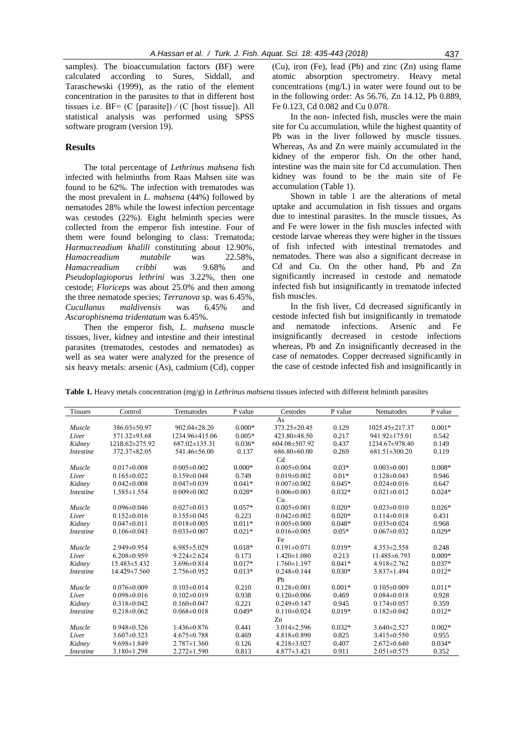samples). The bioaccumulation factors (BF) were calculated according to Sures, Siddall, and Taraschewski (1999), as the ratio of the element concentration in the parasites to that in different host tissues i.e. BF= (C [parasite]) ⁄ (C [host tissue]). All statistical analysis was performed using SPSS software program (version 19).

## Results

The total percentage of *Lethrinus mahsena* fish infected with helminths from Raas Mahsen site was found to be 62%. The infection with trematodes was the most prevalent in *L. mahsena* (44%) followed by nematodes 28% while the lowest infection percentage was cestodes (22%). Eight helminth species were collected from the emperor fish intestine. Four of them were found belonging to class: Trematoda; *Harmacreadium khalili* constituting about 12.90%, *Hamacreadium mutabile* was 22.58%, *Hamacreadium cribbi* was 9.68% and *Pseudoplagioporus lethrini* was 3.22%, then one cestode; *Floriceps* was about 25.0% and then among the three nematode species; *Terranova* sp. was 6.45%, *Cucullanus maldivensis* was 6.45% and *Ascarophisnema tridentatum* was 6.45%.

Then the emperor fish, *L. mahsena* muscle tissues, liver, kidney and intestine and their intestinal parasites (trematodes, cestodes and nematodes) as well as sea water were analyzed for the presence of six heavy metals: arsenic (As), cadmium (Cd), copper (Cu), iron (Fe), lead (Pb) and zinc (Zn) using flame atomic absorption spectrometry. Heavy metal concentrations (mg/L) in water were found out to be in the following order: As 56.76, Zn 14.12, Pb 0.889, Fe 0.123, Cd 0.082 and Cu 0.078.

In the non- infected fish, muscles were the main site for Cu accumulation, while the highest quantity of Pb was in the liver followed by muscle tissues. Whereas, As and Zn were mainly accumulated in the kidney of the emperor fish. On the other hand, intestine was the main site for Cd accumulation. Then kidney was found to be the main site of Fe accumulation (Table 1).

Shown in table 1 are the alterations of metal uptake and accumulation in fish tissues and organs due to intestinal parasites. In the muscle tissues, As and Fe were lower in the fish muscles infected with cestode larvae whereas they were higher in the tissues of fish infected with intestinal trematodes and nematodes. There was also a significant decrease in Cd and Cu. On the other hand, Pb and Zn significantly increased in cestode and nematode infected fish but insignificantly in trematode infected fish muscles.

In the fish liver, Cd decreased significantly in cestode infected fish but insignificantly in trematode and nematode infections. Arsenic and Fe insignificantly decreased in cestode infections whereas, Pb and Zn insignificantly decreased in the case of nematodes. Copper decreased significantly in the case of cestode infected fish and insignificantly in

**Table 1.** Heavy metals concentration (mg/g) in *Lethrinus mahsena* tissues infected with different helminth parasites

| Tissues | Control | Trematodes | P value | Cestodes | P value | Nematodes | P value |
|---|---|---|---|---|---|---|---|
| | | | | As | | | |
| *Muscle* | 386.03±50.97 | 902.04±28.20 | 0.000* | 373.25±20.45 | 0.129 | 1025.45±217.37 | 0.001* |
| *Liver* | 571.32±93.68 | 1234.96±415.06 | 0.005* | 423.80±48.50 | 0.217 | 941.92±175.01 | 0.542 |
| *Kidney* | 1218.62±275.92 | 687.02±135.31 | 0.036* | 604.08±507.92 | 0.437 | 1234.67±978.40 | 0.149 |
| *Intestine* | 372.37±82.05 | 541.46±56.00 | 0.137 | 686.80±60.00 | 0.269 | 681.51±300.20 | 0.119 |
| | | | | Cd | | | |
| *Muscle* | 0.017±0.008 | 0.005±0.002 | 0.000* | 0.005±0.004 | 0.03* | 0.003±0.001 | 0.008* |
| *Liver* | 0.165±0.022 | 0.159±0.048 | 0.749 | 0.019±0.002 | 0.01* | 0.128±0.043 | 0.946 |
| *Kidney* | 0.042±0.008 | 0.047±0.039 | 0.041* | 0.007±0.002 | 0.045* | 0.024±0.016 | 0.647 |
| *Intestine* | 1.585±1.554 | 0.009±0.002 | 0.028* | 0.006±0.003 | 0.032* | 0.021±0.012 | 0.024* |
| | | | | Cu | | | |
| *Muscle* | 0.096±0.046 | 0.027±0.013 | 0.057* | 0.005±0.001 | 0.020* | 0.023±0.010 | 0.026* |
| *Liver* | 0.152±0.016 | 0.155±0.045 | 0.223 | 0.042±0.002 | 0.020* | 0.114±0.018 | 0.431 |
| *Kidney* | 0.047±0.011 | 0.018±0.005 | 0.011* | 0.005±0.000 | 0.048* | 0.035±0.024 | 0.968 |
| *Intestine* | 0.106±0.043 | 0.033±0.007 | 0.021* | 0.016±0.005 | 0.05* | 0.067±0.032 | 0.029* |
| | | | | Fe | | | |
| *Muscle* | 2.949±0.954 | 6.985±5.029 | 0.018* | 0.191±0.071 | 0.019* | 4.353±2.558 | 0.248 |
| *Liver* | 6.208±0.959 | 9.224±2.624 | 0.173 | 1.420±1.080 | 0.213 | 11.485±6.793 | 0.009* |
| *Kidney* | 15.483±5.432 | 3.696±0.814 | 0.017* | 1.760±1.197 | 0.041* | 4.918±2.762 | 0.037* |
| *Intestine* | 14.429±7.560 | 2.756±0.952 | 0.013* | 0.248±0.144 | 0.030* | 3.837±1.494 | 0.012* |
| | | | | Pb | | | |
| *Muscle* | 0.076±0.009 | 0.103±0.014 | 0.210 | 0.128±0.001 | 0.001* | 0.105±0.009 | 0.011* |
| *Liver* | 0.098±0.016 | 0.102±0.019 | 0.938 | 0.120±0.006 | 0.469 | 0.084±0.018 | 0.928 |
| *Kidney* | 0.318±0.042 | 0.160±0.047 | 0.221 | 0.249±0.147 | 0.945 | 0.174±0.057 | 0.359 |
| *Intestine* | 0.218±0.062 | 0.068±0.018 | 0.049* | 0.110±0.024 | 0.019* | 0.182±0.042 | 0.012* |
| | | | | Zn | | | |
| *Muscle* | 0.948±0.326 | 1.436±0.876 | 0.441 | 3.014±2.596 | 0.032* | 3.640±2.527 | 0.002* |
| *Liver* | 3.607±0.323 | 4.675±0.788 | 0.469 | 4.818±0.890 | 0.825 | 3.415±0.550 | 0.955 |
| *Kidney* | 9.698±1.849 | 2.787±1.360 | 0.126 | 4.218±3.027 | 0.407 | 2.672±0.640 | 0.034* |
| *Intestine* | 3.180±1.298 | 2.272±1.590 | 0.813 | 4.877±3.421 | 0.911 | 2.051±0.575 | 0.352 |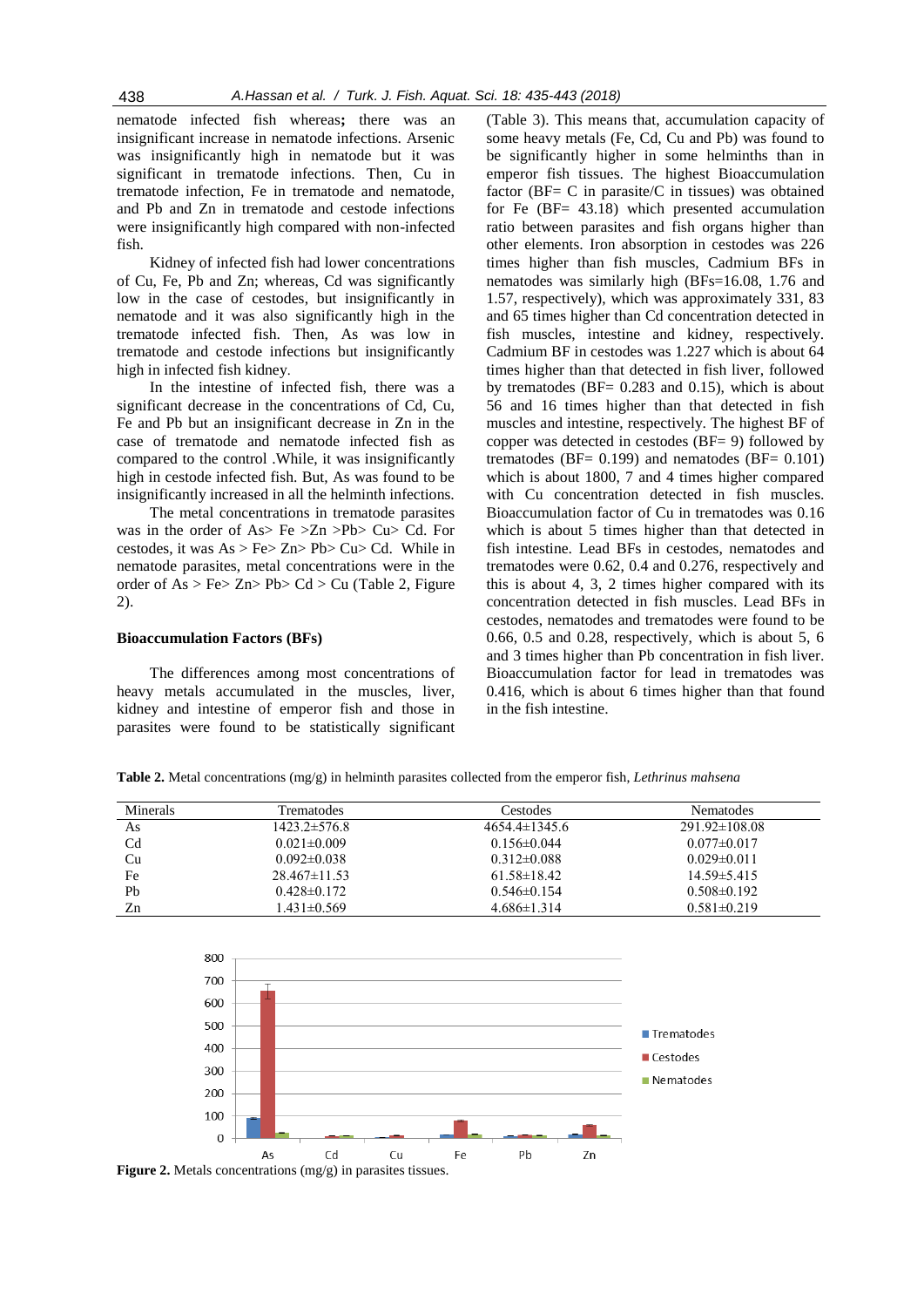nematode infected fish whereas**;** there was an insignificant increase in nematode infections. Arsenic was insignificantly high in nematode but it was significant in trematode infections. Then, Cu in trematode infection, Fe in trematode and nematode, and Pb and Zn in trematode and cestode infections were insignificantly high compared with non-infected fish.

Kidney of infected fish had lower concentrations of Cu, Fe, Pb and Zn; whereas, Cd was significantly low in the case of cestodes, but insignificantly in nematode and it was also significantly high in the trematode infected fish. Then, As was low in trematode and cestode infections but insignificantly high in infected fish kidney.

In the intestine of infected fish, there was a significant decrease in the concentrations of Cd, Cu, Fe and Pb but an insignificant decrease in Zn in the case of trematode and nematode infected fish as compared to the control .While, it was insignificantly high in cestode infected fish. But, As was found to be insignificantly increased in all the helminth infections.

The metal concentrations in trematode parasites was in the order of As> Fe >Zn >Pb> Cu> Cd. For cestodes, it was As > Fe> Zn> Pb> Cu> Cd. While in nematode parasites, metal concentrations were in the order of As > Fe> Zn> Pb> Cd > Cu (Table 2, Figure 2).

### Bioaccumulation Factors (BFs)

The differences among most concentrations of heavy metals accumulated in the muscles, liver, kidney and intestine of emperor fish and those in parasites were found to be statistically significant (Table 3). This means that, accumulation capacity of some heavy metals (Fe, Cd, Cu and Pb) was found to be significantly higher in some helminths than in emperor fish tissues. The highest Bioaccumulation factor (BF= C in parasite/C in tissues) was obtained for Fe (BF= 43.18) which presented accumulation ratio between parasites and fish organs higher than other elements. Iron absorption in cestodes was 226 times higher than fish muscles, Cadmium BFs in nematodes was similarly high (BFs=16.08, 1.76 and 1.57, respectively), which was approximately 331, 83 and 65 times higher than Cd concentration detected in fish muscles, intestine and kidney, respectively. Cadmium BF in cestodes was 1.227 which is about 64 times higher than that detected in fish liver, followed by trematodes (BF= 0.283 and 0.15), which is about 56 and 16 times higher than that detected in fish muscles and intestine, respectively. The highest BF of copper was detected in cestodes (BF= 9) followed by trematodes (BF= 0.199) and nematodes (BF= 0.101) which is about 1800, 7 and 4 times higher compared with Cu concentration detected in fish muscles. Bioaccumulation factor of Cu in trematodes was 0.16 which is about 5 times higher than that detected in fish intestine. Lead BFs in cestodes, nematodes and trematodes were 0.62, 0.4 and 0.276, respectively and this is about 4, 3, 2 times higher compared with its concentration detected in fish muscles. Lead BFs in cestodes, nematodes and trematodes were found to be 0.66, 0.5 and 0.28, respectively, which is about 5, 6 and 3 times higher than Pb concentration in fish liver. Bioaccumulation factor for lead in trematodes was 0.416, which is about 6 times higher than that found in the fish intestine.

**Table 2.** Metal concentrations (mg/g) in helminth parasites collected from the emperor fish, *Lethrinus mahsena*

| Minerals | Trematodes | Cestodes | Nematodes |
|---|---|---|---|
| As | 1423.2±576.8 | 4654.4±1345.6 | 291.92±108.08 |
| Cd | 0.021±0.009 | 0.156±0.044 | 0.077±0.017 |
| Cu | 0.092±0.038 | 0.312±0.088 | 0.029±0.011 |
| Fe | 28.467±11.53 | 61.58±18.42 | 14.59±5.415 |
| Pb | 0.428±0.172 | 0.546±0.154 | 0.508±0.192 |
| Zn | 1.431±0.569 | 4.686±1.314 | 0.581±0.219 |

**Figure 2.** Metals concentrations (mg/g) in parasites tissues.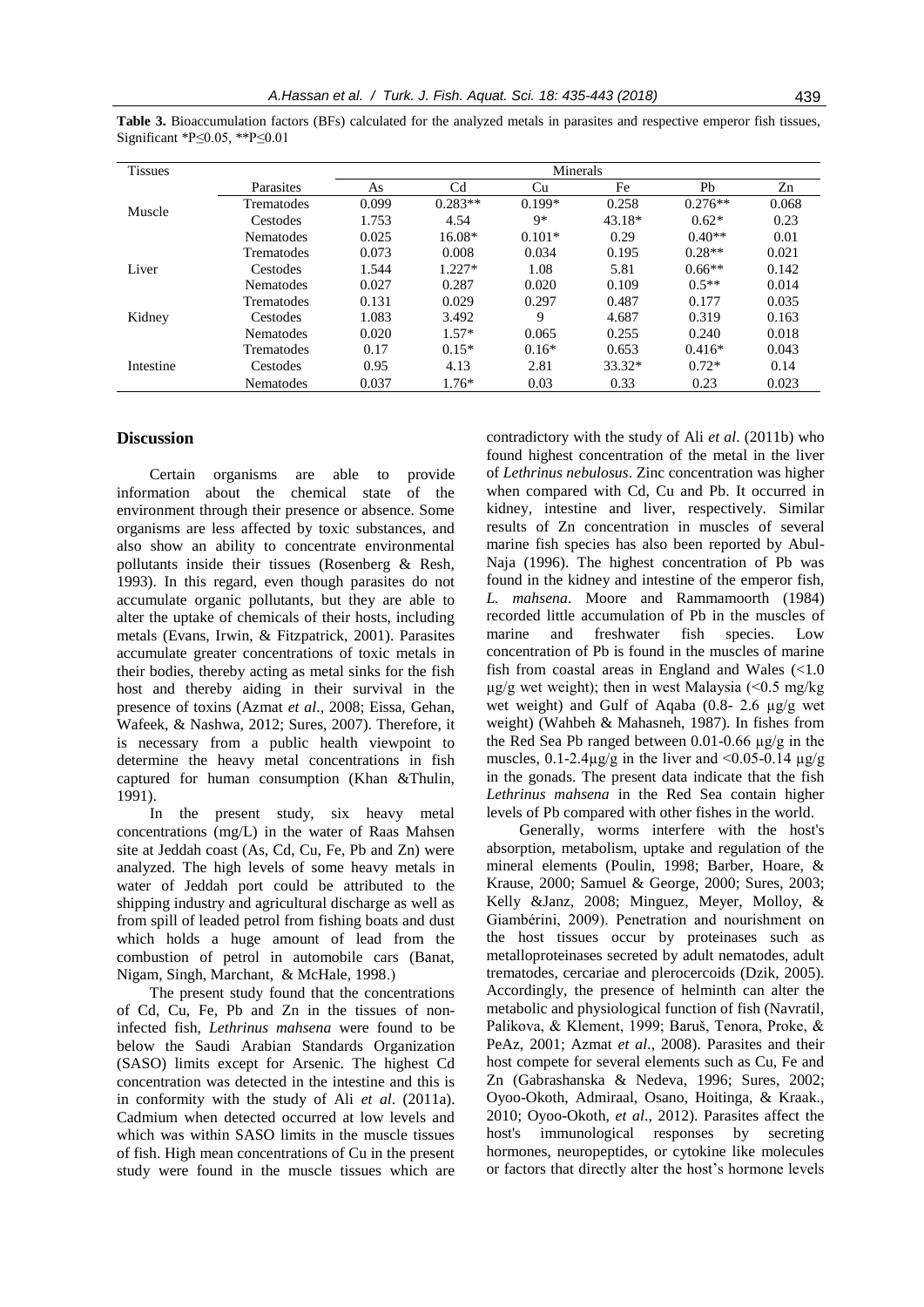**Table 3.** Bioaccumulation factors (BFs) calculated for the analyzed metals in parasites and respective emperor fish tissues, Significant *P≤0.05, **P≤0.01

| Tissues | | Minerals | | | | | |
|---|---|---|---|---|---|---|---|
| | Parasites | As | Cd | Cu | Fe | Pb | Zn |
| Muscle | Trematodes | 0.099 | 0.283** | 0.199* | 0.258 | 0.276** | 0.068 |
| | Cestodes | 1.753 | 4.54 | 9* | 43.18* | 0.62* | 0.23 |
| | Nematodes | 0.025 | 16.08* | 0.101* | 0.29 | 0.40** | 0.01 |
| Liver | Trematodes | 0.073 | 0.008 | 0.034 | 0.195 | 0.28** | 0.021 |
| | Cestodes | 1.544 | 1.227* | 1.08 | 5.81 | 0.66** | 0.142 |
| | Nematodes | 0.027 | 0.287 | 0.020 | 0.109 | 0.5** | 0.014 |
| Kidney | Trematodes | 0.131 | 0.029 | 0.297 | 0.487 | 0.177 | 0.035 |
| | Cestodes | 1.083 | 3.492 | 9 | 4.687 | 0.319 | 0.163 |
| | Nematodes | 0.020 | 1.57* | 0.065 | 0.255 | 0.240 | 0.018 |
| Intestine | Trematodes | 0.17 | 0.15* | 0.16* | 0.653 | 0.416* | 0.043 |
| | Cestodes | 0.95 | 4.13 | 2.81 | 33.32* | 0.72* | 0.14 |
| | Nematodes | 0.037 | 1.76* | 0.03 | 0.33 | 0.23 | 0.023 |

## Discussion

Certain organisms are able to provide information about the chemical state of the environment through their presence or absence. Some organisms are less affected by toxic substances, and also show an ability to concentrate environmental pollutants inside their tissues (Rosenberg & Resh, 1993). In this regard, even though parasites do not accumulate organic pollutants, but they are able to alter the uptake of chemicals of their hosts, including metals (Evans, Irwin, & Fitzpatrick, 2001). Parasites accumulate greater concentrations of toxic metals in their bodies, thereby acting as metal sinks for the fish host and thereby aiding in their survival in the presence of toxins (Azmat *et al*., 2008; Eissa, Gehan, Wafeek, & Nashwa, 2012; Sures, 2007). Therefore, it is necessary from a public health viewpoint to determine the heavy metal concentrations in fish captured for human consumption (Khan &Thulin, 1991).

In the present study, six heavy metal concentrations (mg/L) in the water of Raas Mahsen site at Jeddah coast (As, Cd, Cu, Fe, Pb and Zn) were analyzed. The high levels of some heavy metals in water of Jeddah port could be attributed to the shipping industry and agricultural discharge as well as from spill of leaded petrol from fishing boats and dust which holds a huge amount of lead from the combustion of petrol in automobile cars (Banat, Nigam, Singh, Marchant, & McHale, 1998.)

The present study found that the concentrations of Cd, Cu, Fe, Pb and Zn in the tissues of non-infected fish, *Lethrinus mahsena* were found to be below the Saudi Arabian Standards Organization (SASO) limits except for Arsenic. The highest Cd concentration was detected in the intestine and this is in conformity with the study of Ali *et al*. (2011a). Cadmium when detected occurred at low levels and which was within SASO limits in the muscle tissues of fish. High mean concentrations of Cu in the present study were found in the muscle tissues which are contradictory with the study of Ali *et al*. (2011b) who found highest concentration of the metal in the liver of *Lethrinus nebulosus*. Zinc concentration was higher when compared with Cd, Cu and Pb. It occurred in kidney, intestine and liver, respectively. Similar results of Zn concentration in muscles of several marine fish species has also been reported by Abul-Naja (1996). The highest concentration of Pb was found in the kidney and intestine of the emperor fish, *L. mahsena*. Moore and Rammamoorth (1984) recorded little accumulation of Pb in the muscles of marine and freshwater fish species. Low concentration of Pb is found in the muscles of marine fish from coastal areas in England and Wales (<1.0 µg/g wet weight); then in west Malaysia (<0.5 mg/kg wet weight) and Gulf of Aqaba (0.8- 2.6 µg/g wet weight) (Wahbeh & Mahasneh, 1987). In fishes from the Red Sea Pb ranged between 0.01-0.66 µg/g in the muscles, 0.1-2.4µg/g in the liver and <0.05-0.14 µg/g in the gonads. The present data indicate that the fish *Lethrinus mahsena* in the Red Sea contain higher levels of Pb compared with other fishes in the world.

Generally, worms interfere with the host's absorption, metabolism, uptake and regulation of the mineral elements (Poulin, 1998; Barber, Hoare, & Krause, 2000; Samuel & George, 2000; Sures, 2003; Kelly &Janz, 2008; Minguez, Meyer, Molloy, & Giambérini, 2009). Penetration and nourishment on the host tissues occur by proteinases such as metalloproteinases secreted by adult nematodes, adult trematodes, cercariae and plerocercoids (Dzik, 2005). Accordingly, the presence of helminth can alter the metabolic and physiological function of fish (Navratil, Palikova, & Klement, 1999; Baruš, Tenora, Proke, & PeAz, 2001; Azmat *et al*., 2008). Parasites and their host compete for several elements such as Cu, Fe and Zn (Gabrashanska & Nedeva, 1996; Sures, 2002; Oyoo-Okoth, Admiraal, Osano, Hoitinga, & Kraak., 2010; Oyoo-Okoth, *et al*., 2012). Parasites affect the host's immunological responses by secreting hormones, neuropeptides, or cytokine like molecules or factors that directly alter the host's hormone levels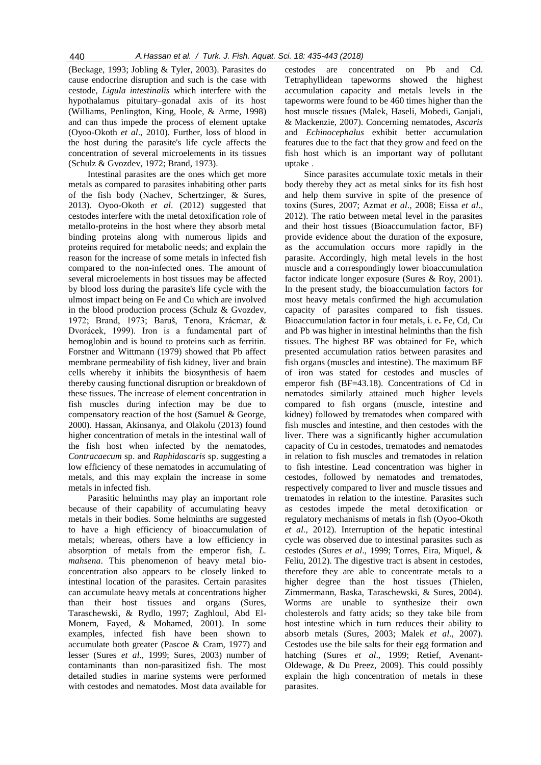(Beckage, 1993; Jobling & Tyler, 2003). Parasites do cause endocrine disruption and such is the case with cestode, *Ligula intestinalis* which interfere with the hypothalamus pituitary–gonadal axis of its host (Williams, Penlington, King, Hoole, & Arme, 1998) and can thus impede the process of element uptake (Oyoo-Okoth *et al*., 2010). Further, loss of blood in the host during the parasite's life cycle affects the concentration of several microelements in its tissues (Schulz & Gvozdev, 1972; Brand, 1973).

Intestinal parasites are the ones which get more metals as compared to parasites inhabiting other parts of the fish body (Nachev, Schertzinger, & Sures, 2013). Oyoo-Okoth *et al*. (2012) suggested that cestodes interfere with the metal detoxification role of metallo-proteins in the host where they absorb metal binding proteins along with numerous lipids and proteins required for metabolic needs; and explain the reason for the increase of some metals in infected fish compared to the non-infected ones. The amount of several microelements in host tissues may be affected by blood loss during the parasite's life cycle with the ulmost impact being on Fe and Cu which are involved in the blood production process (Schulz & Gvozdev, 1972; Brand, 1973; Baruš, Tenora, Krácmar, & Dvorácek, 1999). Iron is a fundamental part of hemoglobin and is bound to proteins such as ferritin. Forstner and Wittmann (1979) showed that Pb affect membrane permeability of fish kidney, liver and brain cells whereby it inhibits the biosynthesis of haem thereby causing functional disruption or breakdown of these tissues. The increase of element concentration in fish muscles during infection may be due to compensatory reaction of the host (Samuel & George, 2000). Hassan, Akinsanya, and Olakolu (2013) found higher concentration of metals in the intestinal wall of the fish host when infected by the nematodes, *Contracaecum* sp. and *Raphidascaris* sp. suggesting a low efficiency of these nematodes in accumulating of metals, and this may explain the increase in some metals in infected fish.

Parasitic helminths may play an important role because of their capability of accumulating heavy metals in their bodies. Some helminths are suggested to have a high efficiency of bioaccumulation of metals; whereas, others have a low efficiency in absorption of metals from the emperor fish, *L. mahsena*. This phenomenon of heavy metal bio-concentration also appears to be closely linked to intestinal location of the parasites. Certain parasites can accumulate heavy metals at concentrations higher than their host tissues and organs (Sures, Taraschewski, & Rydlo, 1997; Zaghloul, Abd El-Monem, Fayed, & Mohamed, 2001). In some examples, infected fish have been shown to accumulate both greater (Pascoe & Cram, 1977) and lesser (Sures *et al*., 1999; Sures, 2003) number of contaminants than non-parasitized fish. The most detailed studies in marine systems were performed with cestodes and nematodes. Most data available for cestodes are concentrated on Pb and Cd. Tetraphyllidean tapeworms showed the highest accumulation capacity and metals levels in the tapeworms were found to be 460 times higher than the host muscle tissues (Malek, Haseli, Mobedi, Ganjali, & Mackenzie, 2007). Concerning nematodes, *Ascaris* and *Echinocephalus* exhibit better accumulation features due to the fact that they grow and feed on the fish host which is an important way of pollutant uptake .

Since parasites accumulate toxic metals in their body thereby they act as metal sinks for its fish host and help them survive in spite of the presence of toxins (Sures, 2007; Azmat *et al*., 2008; Eissa *et al*., 2012). The ratio between metal level in the parasites and their host tissues (Bioaccumulation factor, BF) provide evidence about the duration of the exposure, as the accumulation occurs more rapidly in the parasite. Accordingly, high metal levels in the host muscle and a correspondingly lower bioaccumulation factor indicate longer exposure (Sures & Roy, 2001). In the present study, the bioaccumulation factors for most heavy metals confirmed the high accumulation capacity of parasites compared to fish tissues. Bioaccumulation factor in four metals, i. e**.** Fe, Cd, Cu and Pb was higher in intestinal helminths than the fish tissues. The highest BF was obtained for Fe, which presented accumulation ratios between parasites and fish organs (muscles and intestine). The maximum BF of iron was stated for cestodes and muscles of emperor fish (BF=43.18). Concentrations of Cd in nematodes similarly attained much higher levels compared to fish organs (muscle, intestine and kidney) followed by trematodes when compared with fish muscles and intestine, and then cestodes with the liver. There was a significantly higher accumulation capacity of Cu in cestodes, trematodes and nematodes in relation to fish muscles and trematodes in relation to fish intestine. Lead concentration was higher in cestodes, followed by nematodes and trematodes, respectively compared to liver and muscle tissues and trematodes in relation to the intestine. Parasites such as cestodes impede the metal detoxification or regulatory mechanisms of metals in fish (Oyoo-Okoth *et al.,* 2012). Interruption of the hepatic intestinal cycle was observed due to intestinal parasites such as cestodes (Sures *et al*., 1999; Torres, Eira, Miquel, & Feliu, 2012). The digestive tract is absent in cestodes, therefore they are able to concentrate metals to a higher degree than the host tissues (Thielen, Zimmermann, Baska, Taraschewski, & Sures, 2004). Worms are unable to synthesize their own cholesterols and fatty acids; so they take bile from host intestine which in turn reduces their ability to absorb metals (Sures, 2003; Malek *et al*., 2007). Cestodes use the bile salts for their egg formation and hatching (Sures *et al*., 1999; Retief, Avenant-Oldewage, & Du Preez, 2009). This could possibly explain the high concentration of metals in these parasites.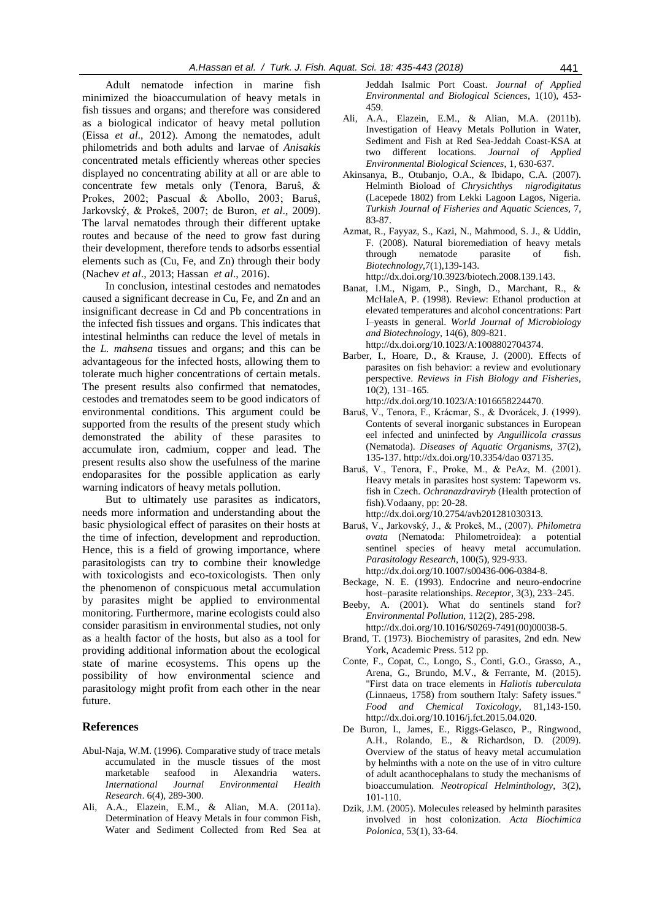Adult nematode infection in marine fish minimized the bioaccumulation of heavy metals in fish tissues and organs; and therefore was considered as a biological indicator of heavy metal pollution (Eissa *et al*., 2012). Among the nematodes, adult philometrids and both adults and larvae of *Anisakis* concentrated metals efficiently whereas other species displayed no concentrating ability at all or are able to concentrate few metals only (Tenora, Baruŝ, & Prokes, 2002; Pascual & Abollo, 2003; Baruŝ, Jarkovský, & Prokeš, 2007; de Buron, *et al*., 2009). The larval nematodes through their different uptake routes and because of the need to grow fast during their development, therefore tends to adsorbs essential elements such as (Cu, Fe, and Zn) through their body (Nachev *et al*., 2013; Hassan *et al*., 2016).

In conclusion, intestinal cestodes and nematodes caused a significant decrease in Cu, Fe, and Zn and an insignificant decrease in Cd and Pb concentrations in the infected fish tissues and organs. This indicates that intestinal helminths can reduce the level of metals in the *L. mahsena* tissues and organs; and this can be advantageous for the infected hosts, allowing them to tolerate much higher concentrations of certain metals. The present results also confirmed that nematodes, cestodes and trematodes seem to be good indicators of environmental conditions. This argument could be supported from the results of the present study which demonstrated the ability of these parasites to accumulate iron, cadmium, copper and lead. The present results also show the usefulness of the marine endoparasites for the possible application as early warning indicators of heavy metals pollution.

But to ultimately use parasites as indicators, needs more information and understanding about the basic physiological effect of parasites on their hosts at the time of infection, development and reproduction. Hence, this is a field of growing importance, where parasitologists can try to combine their knowledge with toxicologists and eco-toxicologists. Then only the phenomenon of conspicuous metal accumulation by parasites might be applied to environmental monitoring. Furthermore, marine ecologists could also consider parasitism in environmental studies, not only as a health factor of the hosts, but also as a tool for providing additional information about the ecological state of marine ecosystems. This opens up the possibility of how environmental science and parasitology might profit from each other in the near future.

## References

Abul-Naja, W.M. (1996). Comparative study of trace metals accumulated in the muscle tissues of the most marketable seafood in Alexandria waters. *International Journal Environmental Health Research*. 6(4), 289-300.

Ali, A.A., Elazein, E.M., & Alian, M.A. (2011a). Determination of Heavy Metals in four common Fish, Water and Sediment Collected from Red Sea at Jeddah Isalmic Port Coast. *Journal of Applied Environmental and Biological Sciences*, 1(10), 453-459.

Ali, A.A., Elazein, E.M., & Alian, M.A. (2011b). Investigation of Heavy Metals Pollution in Water, Sediment and Fish at Red Sea-Jeddah Coast-KSA at two different locations. *Journal of Applied Environmental Biological Sciences*, 1, 630-637.

Akinsanya, B., Otubanjo, O.A., & Ibidapo, C.A. (2007). Helminth Bioload of *Chrysichthys nigrodigitatus* (Lacepede 1802) from Lekki Lagoon Lagos, Nigeria. *Turkish Journal of Fisheries and Aquatic Sciences*, 7, 83-87.

Azmat, R., Fayyaz, S., Kazi, N., Mahmood, S. J., & Uddin, F. (2008). Natural bioremediation of heavy metals through nematode parasite of fish. *Biotechnology*,7(1),139-143. http://dx.doi.org/10.3923/biotech.2008.139.143.

Banat, I.M., Nigam, P., Singh, D., Marchant, R., & McHaleA, P. (1998). Review: Ethanol production at elevated temperatures and alcohol concentrations: Part I–yeasts in general. *World Journal of Microbiology and Biotechnology*, 14(6), 809-821. http://dx.doi.org/10.1023/A:1008802704374.

Barber, I., Hoare, D., & Krause, J. (2000). Effects of parasites on fish behavior: a review and evolutionary perspective. *Reviews in Fish Biology and Fisheries*, 10(2), 131–165. http://dx.doi.org/10.1023/A:1016658224470.

Baruš, V., Tenora, F., Krácmar, S., & Dvorácek, J. (1999). Contents of several inorganic substances in European eel infected and uninfected by *Anguillicola crassus* (Nematoda). *Diseases of Aquatic Organisms*, 37(2), 135-137. http://dx.doi.org/10.3354/dao 037135.

Baruš, V., Tenora, F., Proke, M., & PeAz, M. (2001). Heavy metals in parasites host system: Tapeworm vs. fish in Czech. *Ochranazdraviryb* (Health protection of fish).Vodaany, pp: 20-28. http://dx.doi.org/10.2754/avb201281030313.

Baruš, V., Jarkovský, J., & Prokeš, M., (2007). *Philometra ovata* (Nematoda: Philometroidea): a potential sentinel species of heavy metal accumulation. *Parasitology Research*, 100(5), 929-933. http://dx.doi.org/10.1007/s00436-006-0384-8.

Beckage, N. E. (1993). Endocrine and neuro-endocrine host–parasite relationships. *Receptor*, 3(3), 233–245.

Beeby, A. (2001). What do sentinels stand for? *Environmental Pollution*, 112(2), 285-298. http://dx.doi.org/10.1016/S0269-7491(00)00038-5.

Brand, T. (1973). Biochemistry of parasites, 2nd edn. New York, Academic Press. 512 pp.

Conte, F., Copat, C., Longo, S., Conti, G.O., Grasso, A., Arena, G., Brundo, M.V., & Ferrante, M. (2015). "First data on trace elements in *Haliotis tuberculata* (Linnaeus, 1758) from southern Italy: Safety issues." *Food and Chemical Toxicology*, 81,143-150. http://dx.doi.org/10.1016/j.fct.2015.04.020.

De Buron, I., James, E., Riggs-Gelasco, P., Ringwood, A.H., Rolando, E., & Richardson, D. (2009). Overview of the status of heavy metal accumulation by helminths with a note on the use of in vitro culture of adult acanthocephalans to study the mechanisms of bioaccumulation. *Neotropical Helminthology*, 3(2), 101-110.

Dzik, J.M. (2005). Molecules released by helminth parasites involved in host colonization. *Acta Biochimica Polonica*, 53(1), 33-64.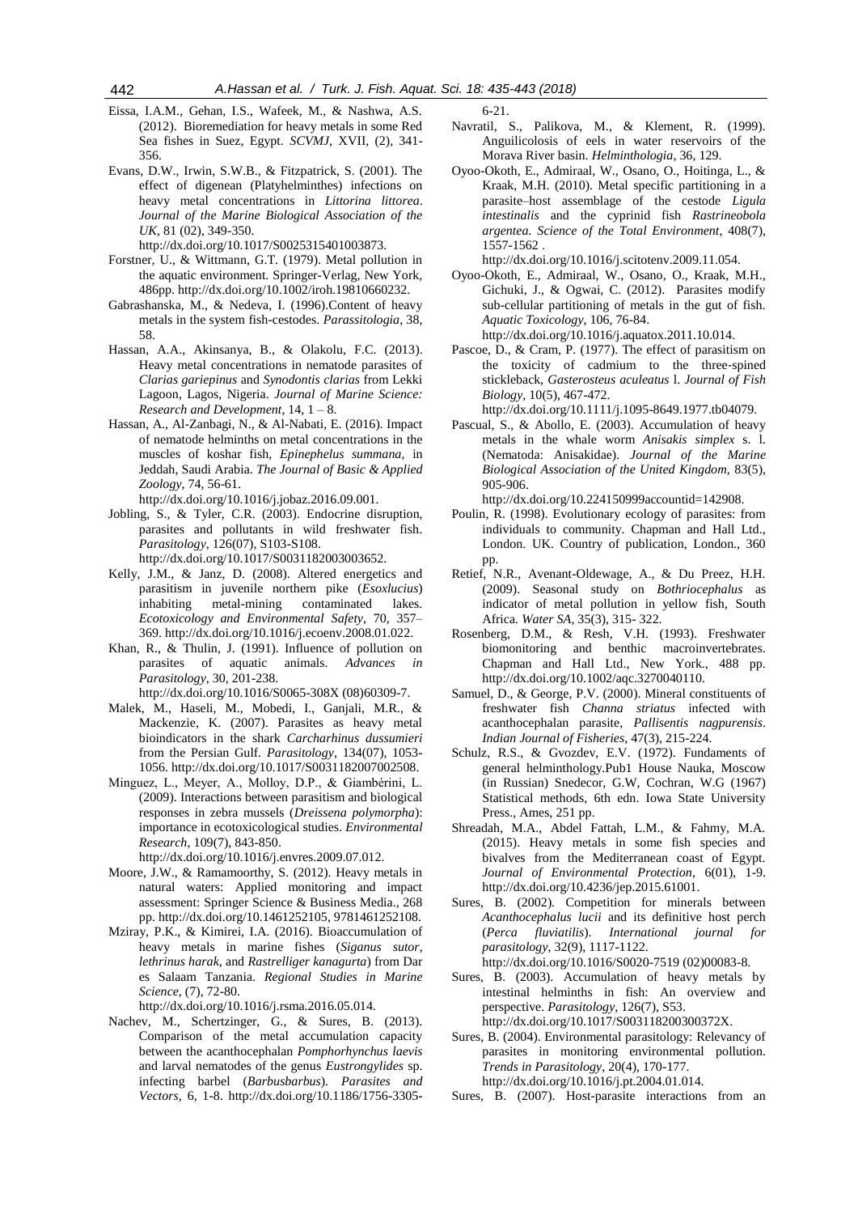Eissa, I.A.M., Gehan, I.S., Wafeek, M., & Nashwa, A.S. (2012). Bioremediation for heavy metals in some Red Sea fishes in Suez, Egypt. *SCVMJ*, XVII, (2), 341-356.

Evans, D.W., Irwin, S.W.B., & Fitzpatrick, S. (2001). The effect of digenean (Platyhelminthes) infections on heavy metal concentrations in *Littorina littorea*. *Journal of the Marine Biological Association of the UK*, 81 (02), 349-350. http://dx.doi.org/10.1017/S0025315401003873.

Forstner, U., & Wittmann, G.T. (1979). Metal pollution in the aquatic environment. Springer-Verlag, New York, 486pp. http://dx.doi.org/10.1002/iroh.19810660232.

Gabrashanska, M., & Nedeva, I. (1996).Content of heavy metals in the system fish-cestodes. *Parassitologia*, 38, 58.

Hassan, A.A., Akinsanya, B., & Olakolu, F.C. (2013). Heavy metal concentrations in nematode parasites of *Clarias gariepinus* and *Synodontis clarias* from Lekki Lagoon, Lagos, Nigeria. *Journal of Marine Science: Research and Development*, 14, 1 – 8.

Hassan, A., Al-Zanbagi, N., & Al-Nabati, E. (2016). Impact of nematode helminths on metal concentrations in the muscles of koshar fish, *Epinephelus summana*, in Jeddah, Saudi Arabia. *The Journal of Basic & Applied Zoology*, 74, 56-61. http://dx.doi.org/10.1016/j.jobaz.2016.09.001.

Jobling, S., & Tyler, C.R. (2003). Endocrine disruption, parasites and pollutants in wild freshwater fish. *Parasitology*, 126(07), S103-S108. http://dx.doi.org/10.1017/S0031182003003652.

Kelly, J.M., & Janz, D. (2008). Altered energetics and parasitism in juvenile northern pike (*Esoxlucius*) inhabiting metal-mining contaminated lakes. *Ecotoxicology and Environmental Safety*, 70, 357–369. http://dx.doi.org/10.1016/j.ecoenv.2008.01.022.

Khan, R., & Thulin, J. (1991). Influence of pollution on parasites of aquatic animals. *Advances in Parasitology*, 30, 201-238. http://dx.doi.org/10.1016/S0065-308X (08)60309-7.

Malek, M., Haseli, M., Mobedi, I., Ganjali, M.R., & Mackenzie, K. (2007). Parasites as heavy metal bioindicators in the shark *Carcharhinus dussumieri* from the Persian Gulf. *Parasitology*, 134(07), 1053-1056. http://dx.doi.org/10.1017/S0031182007002508.

Minguez, L., Meyer, A., Molloy, D.P., & Giambérini, L. (2009). Interactions between parasitism and biological responses in zebra mussels (*Dreissena polymorpha*): importance in ecotoxicological studies. *Environmental Research*, 109(7), 843-850. http://dx.doi.org/10.1016/j.envres.2009.07.012.

Moore, J.W., & Ramamoorthy, S. (2012). Heavy metals in natural waters: Applied monitoring and impact assessment: Springer Science & Business Media., 268 pp. http://dx.doi.org/10.1461252105, 9781461252108.

Mziray, P.K., & Kimirei, I.A. (2016). Bioaccumulation of heavy metals in marine fishes (*Siganus sutor*, *lethrinus harak*, and *Rastrelliger kanagurta*) from Dar es Salaam Tanzania. *Regional Studies in Marine Science*, (7), 72-80. http://dx.doi.org/10.1016/j.rsma.2016.05.014.

Nachev, M., Schertzinger, G., & Sures, B. (2013). Comparison of the metal accumulation capacity between the acanthocephalan *Pomphorhynchus laevis* and larval nematodes of the genus *Eustrongylides* sp. infecting barbel (*Barbusbarbus*). *Parasites and Vectors*, 6, 1-8. http://dx.doi.org/10.1186/1756-3305-6-21.

Navratil, S., Palikova, M., & Klement, R. (1999). Anguilicolosis of eels in water reservoirs of the Morava River basin. *Helminthologia*, 36, 129.

Oyoo-Okoth, E., Admiraal, W., Osano, O., Hoitinga, L., & Kraak, M.H. (2010). Metal specific partitioning in a parasite–host assemblage of the cestode *Ligula intestinalis* and the cyprinid fish *Rastrineobola argentea*. *Science of the Total Environment*, 408(7), 1557-1562 . http://dx.doi.org/10.1016/j.scitotenv.2009.11.054.

Oyoo-Okoth, E., Admiraal, W., Osano, O., Kraak, M.H., Gichuki, J., & Ogwai, C. (2012). Parasites modify sub-cellular partitioning of metals in the gut of fish. *Aquatic Toxicology*, 106, 76-84. http://dx.doi.org/10.1016/j.aquatox.2011.10.014.

Pascoe, D., & Cram, P. (1977). The effect of parasitism on the toxicity of cadmium to the three-spined stickleback, *Gasterosteus aculeatus* l. *Journal of Fish Biology*, 10(5), 467-472. http://dx.doi.org/10.1111/j.1095-8649.1977.tb04079.

Pascual, S., & Abollo, E. (2003). Accumulation of heavy metals in the whale worm *Anisakis simplex* s. l. (Nematoda: Anisakidae). *Journal of the Marine Biological Association of the United Kingdom*, 83(5), 905-906. http://dx.doi.org/10.224150999accountid=142908.

Poulin, R. (1998). Evolutionary ecology of parasites: from individuals to community. Chapman and Hall Ltd., London. UK. Country of publication, London., 360 pp.

Retief, N.R., Avenant-Oldewage, A., & Du Preez, H.H. (2009). Seasonal study on *Bothriocephalus* as indicator of metal pollution in yellow fish, South Africa. *Water SA*, 35(3), 315- 322.

Rosenberg, D.M., & Resh, V.H. (1993). Freshwater biomonitoring and benthic macroinvertebrates. Chapman and Hall Ltd., New York., 488 pp. http://dx.doi.org/10.1002/aqc.3270040110.

Samuel, D., & George, P.V. (2000). Mineral constituents of freshwater fish *Channa striatus* infected with acanthocephalan parasite, *Pallisentis nagpurensis*. *Indian Journal of Fisheries*, 47(3), 215-224.

Schulz, R.S., & Gvozdev, E.V. (1972). Fundaments of general helminthology.Pub1 House Nauka, Moscow (in Russian) Snedecor, G.W, Cochran, W.G (1967) Statistical methods, 6th edn. Iowa State University Press., Ames, 251 pp.

Shreadah, M.A., Abdel Fattah, L.M., & Fahmy, M.A. (2015). Heavy metals in some fish species and bivalves from the Mediterranean coast of Egypt. *Journal of Environmental Protection*, 6(01), 1-9. http://dx.doi.org/10.4236/jep.2015.61001.

Sures, B. (2002). Competition for minerals between *Acanthocephalus lucii* and its definitive host perch (*Perca fluviatilis*). *International journal for parasitology*, 32(9), 1117-1122. http://dx.doi.org/10.1016/S0020-7519 (02)00083-8.

Sures, B. (2003). Accumulation of heavy metals by intestinal helminths in fish: An overview and perspective. *Parasitology*, 126(7), S53. http://dx.doi.org/10.1017/S003118200300372X.

Sures, B. (2004). Environmental parasitology: Relevancy of parasites in monitoring environmental pollution. *Trends in Parasitology*, 20(4), 170-177. http://dx.doi.org/10.1016/j.pt.2004.01.014.

Sures, B. (2007). Host-parasite interactions from an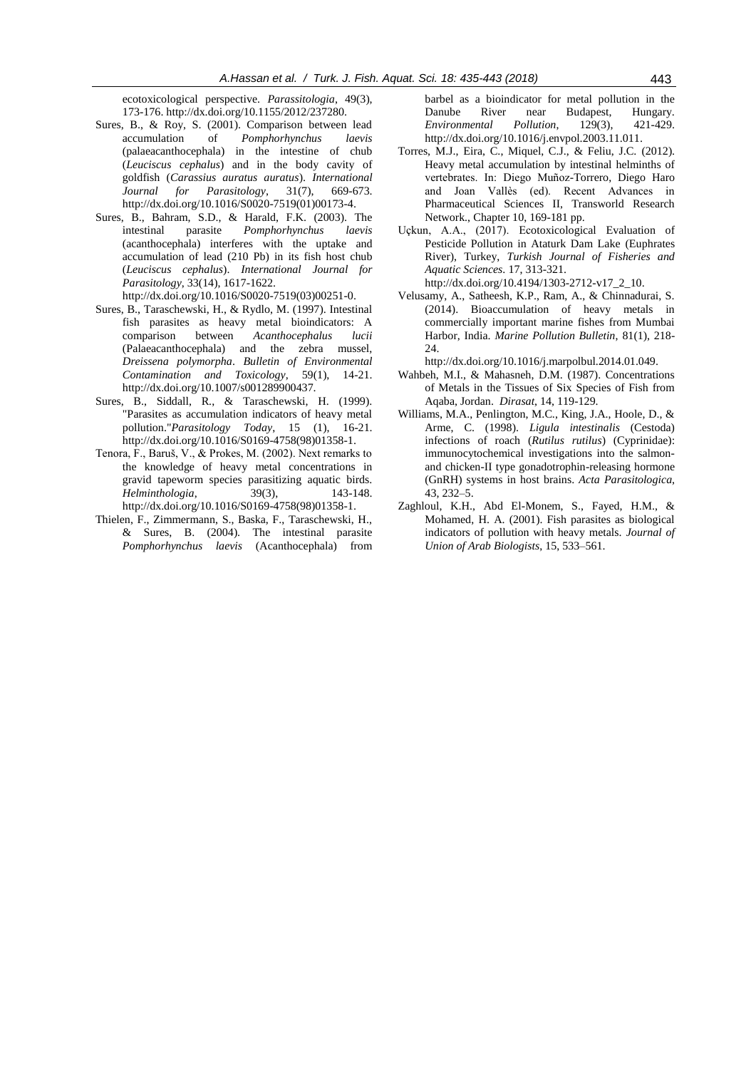ecotoxicological perspective. *Parassitologia*, 49(3), 173-176. http://dx.doi.org/10.1155/2012/237280.

Sures, B., & Roy, S. (2001). Comparison between lead accumulation of *Pomphorhynchus laevis* (palaeacanthocephala) in the intestine of chub (*Leuciscus cephalus*) and in the body cavity of goldfish (*Carassius auratus auratus*). *International Journal for Parasitology*, 31(7), 669-673. http://dx.doi.org/10.1016/S0020-7519(01)00173-4.

Sures, B., Bahram, S.D., & Harald, F.K. (2003). The intestinal parasite *Pomphorhynchus laevis* (acanthocephala) interferes with the uptake and accumulation of lead (210 Pb) in its fish host chub (*Leuciscus cephalus*). *International Journal for Parasitology*, 33(14), 1617-1622. http://dx.doi.org/10.1016/S0020-7519(03)00251-0.

Sures, B., Taraschewski, H., & Rydlo, M. (1997). Intestinal fish parasites as heavy metal bioindicators: A comparison between *Acanthocephalus lucii* (Palaeacanthocephala) and the zebra mussel, *Dreissena polymorpha*. *Bulletin of Environmental Contamination and Toxicology*, 59(1), 14-21. http://dx.doi.org/10.1007/s001289900437.

Sures, B., Siddall, R., & Taraschewski, H. (1999). "Parasites as accumulation indicators of heavy metal pollution."*Parasitology Today*, 15 (1), 16-21. http://dx.doi.org/10.1016/S0169-4758(98)01358-1.

Tenora, F., Baruš, V., & Prokes, M. (2002). Next remarks to the knowledge of heavy metal concentrations in gravid tapeworm species parasitizing aquatic birds. *Helminthologia*, 39(3), 143-148. http://dx.doi.org/10.1016/S0169-4758(98)01358-1.

Thielen, F., Zimmermann, S., Baska, F., Taraschewski, H., & Sures, B. (2004). The intestinal parasite *Pomphorhynchus laevis* (Acanthocephala) from barbel as a bioindicator for metal pollution in the Danube River near Budapest, Hungary. *Environmental Pollution*, 129(3), 421-429. http://dx.doi.org/10.1016/j.envpol.2003.11.011.

Torres, M.J., Eira, C., Miquel, C.J., & Feliu, J.C. (2012). Heavy metal accumulation by intestinal helminths of vertebrates. In: Diego Muñoz-Torrero, Diego Haro and Joan Vallès (ed). Recent Advances in Pharmaceutical Sciences II, Transworld Research Network., Chapter 10, 169-181 pp.

Uçkun, A.A., (2017). Ecotoxicological Evaluation of Pesticide Pollution in Ataturk Dam Lake (Euphrates River), Turkey, *Turkish Journal of Fisheries and Aquatic Sciences*. 17, 313-321. http://dx.doi.org/10.4194/1303-2712-v17_2_10.

Velusamy, A., Satheesh, K.P., Ram, A., & Chinnadurai, S. (2014). Bioaccumulation of heavy metals in commercially important marine fishes from Mumbai Harbor, India. *Marine Pollution Bulletin*, 81(1), 218-24. http://dx.doi.org/10.1016/j.marpolbul.2014.01.049.

Wahbeh, M.I., & Mahasneh, D.M. (1987). Concentrations of Metals in the Tissues of Six Species of Fish from Aqaba, Jordan. *Dirasat*, 14, 119-129.

Williams, M.A., Penlington, M.C., King, J.A., Hoole, D., & Arme, C. (1998). *Ligula intestinalis* (Cestoda) infections of roach (*Rutilus rutilus*) (Cyprinidae): immunocytochemical investigations into the salmon- and chicken-II type gonadotrophin-releasing hormone (GnRH) systems in host brains. *Acta Parasitologica*, 43, 232–5.

Zaghloul, K.H., Abd El-Monem, S., Fayed, H.M., & Mohamed, H. A. (2001). Fish parasites as biological indicators of pollution with heavy metals. *Journal of Union of Arab Biologists*, 15, 533–561.